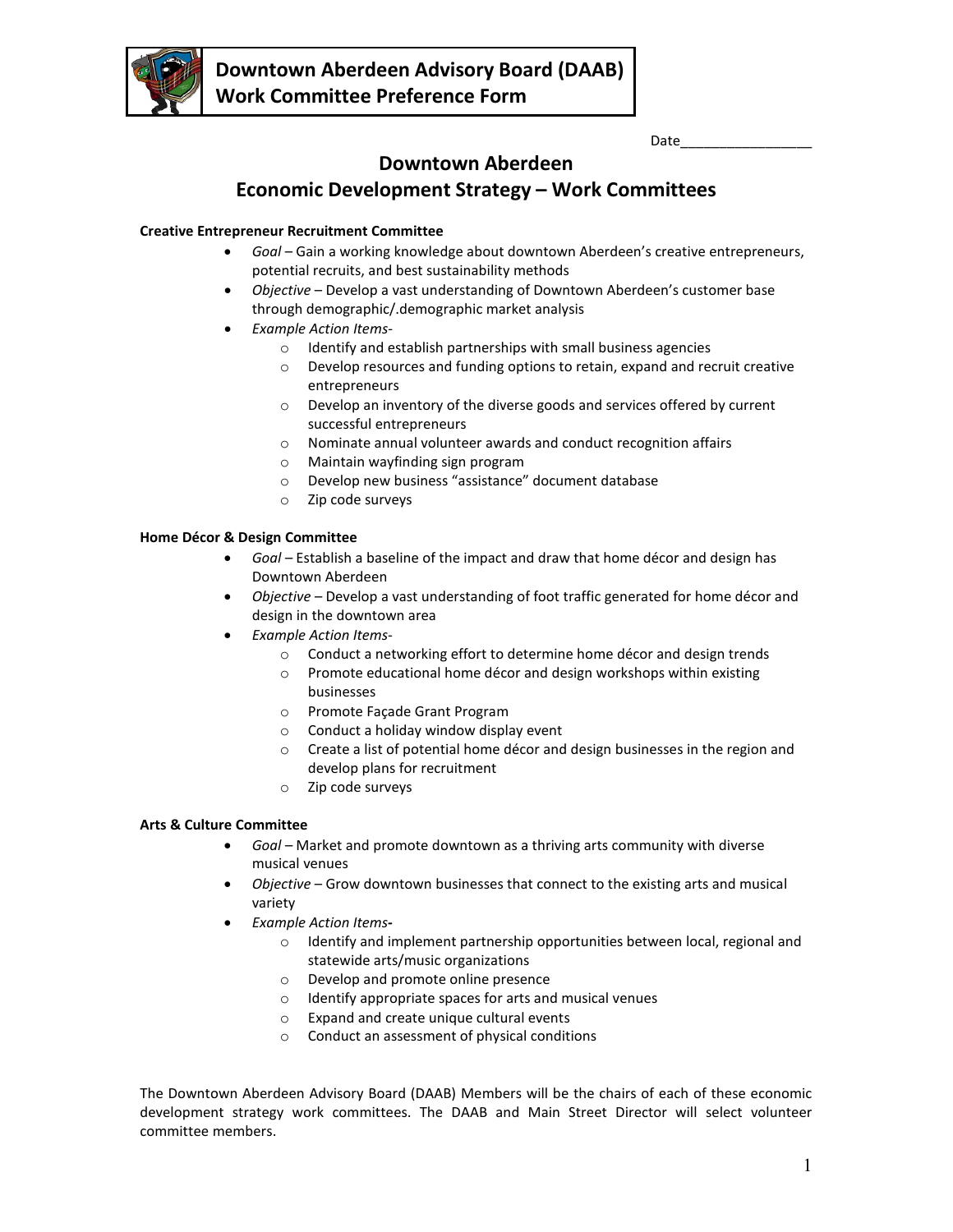# Downtown Aberdeen Advisory Board (DAAB) Work Committee Preference Form

Date_________________

## Downtown Aberdeen
## Economic Development Strategy – Work Committees

**Creative Entrepreneur Recruitment Committee**

- *Goal* – Gain a working knowledge about downtown Aberdeen's creative entrepreneurs, potential recruits, and best sustainability methods
- *Objective* – Develop a vast understanding of Downtown Aberdeen's customer base through demographic/.demographic market analysis
- *Example Action Items*-
  - Identify and establish partnerships with small business agencies
  - Develop resources and funding options to retain, expand and recruit creative entrepreneurs
  - Develop an inventory of the diverse goods and services offered by current successful entrepreneurs
  - Nominate annual volunteer awards and conduct recognition affairs
  - Maintain wayfinding sign program
  - Develop new business "assistance" document database
  - Zip code surveys

**Home Décor & Design Committee**

- *Goal* – Establish a baseline of the impact and draw that home décor and design has Downtown Aberdeen
- *Objective* – Develop a vast understanding of foot traffic generated for home décor and design in the downtown area
- *Example Action Items*-
  - Conduct a networking effort to determine home décor and design trends
  - Promote educational home décor and design workshops within existing businesses
  - Promote Façade Grant Program
  - Conduct a holiday window display event
  - Create a list of potential home décor and design businesses in the region and develop plans for recruitment
  - Zip code surveys

**Arts & Culture Committee**

- *Goal* – Market and promote downtown as a thriving arts community with diverse musical venues
- *Objective* – Grow downtown businesses that connect to the existing arts and musical variety
- *Example Action Items***-**
  - Identify and implement partnership opportunities between local, regional and statewide arts/music organizations
  - Develop and promote online presence
  - Identify appropriate spaces for arts and musical venues
  - Expand and create unique cultural events
  - Conduct an assessment of physical conditions

The Downtown Aberdeen Advisory Board (DAAB) Members will be the chairs of each of these economic development strategy work committees. The DAAB and Main Street Director will select volunteer committee members.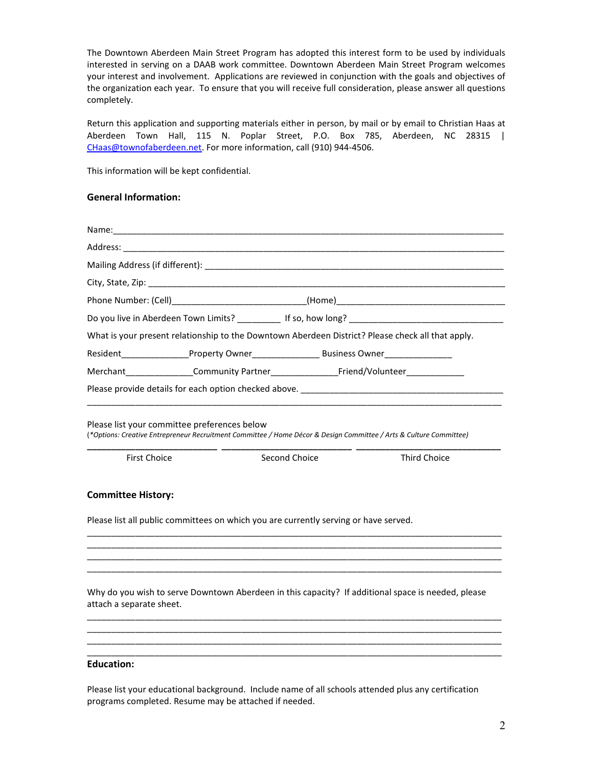The Downtown Aberdeen Main Street Program has adopted this interest form to be used by individuals interested in serving on a DAAB work committee. Downtown Aberdeen Main Street Program welcomes your interest and involvement. Applications are reviewed in conjunction with the goals and objectives of the organization each year. To ensure that you will receive full consideration, please answer all questions completely.

Return this application and supporting materials either in person, by mail or by email to Christian Haas at Aberdeen Town Hall, 115 N. Poplar Street, P.O. Box 785, Aberdeen, NC 28315 | CHaas@townofaberdeen.net. For more information, call (910) 944-4506.

This information will be kept confidential.

### General Information:

Name:___________________________________________________________________________

Address: ________________________________________________________________________

Mailing Address (if different): ______________________________________________________

City, State, Zip: __________________________________________________________________

Phone Number: (Cell)___________________________(Home)_________________________________

Do you live in Aberdeen Town Limits? _________ If so, how long? _______________________________

What is your present relationship to the Downtown Aberdeen District? Please check all that apply.

Resident_____________Property Owner_____________ Business Owner_____________

Merchant_____________Community Partner_____________Friend/Volunteer___________

Please provide details for each option checked above. ________________________________________

___________________________________________________________________________________

Please list your committee preferences below
(*Options: Creative Entrepreneur Recruitment Committee / Home Décor & Design Committee / Arts & Culture Committee)*

________________________ ________________________ __________________________
First Choice Second Choice Third Choice

### Committee History:

Please list all public committees on which you are currently serving or have served.

___________________________________________________________________________________
___________________________________________________________________________________
___________________________________________________________________________________
___________________________________________________________________________________

Why do you wish to serve Downtown Aberdeen in this capacity? If additional space is needed, please attach a separate sheet.

___________________________________________________________________________________
___________________________________________________________________________________
___________________________________________________________________________________
___________________________________________________________________________________

### Education:

Please list your educational background. Include name of all schools attended plus any certification programs completed. Resume may be attached if needed.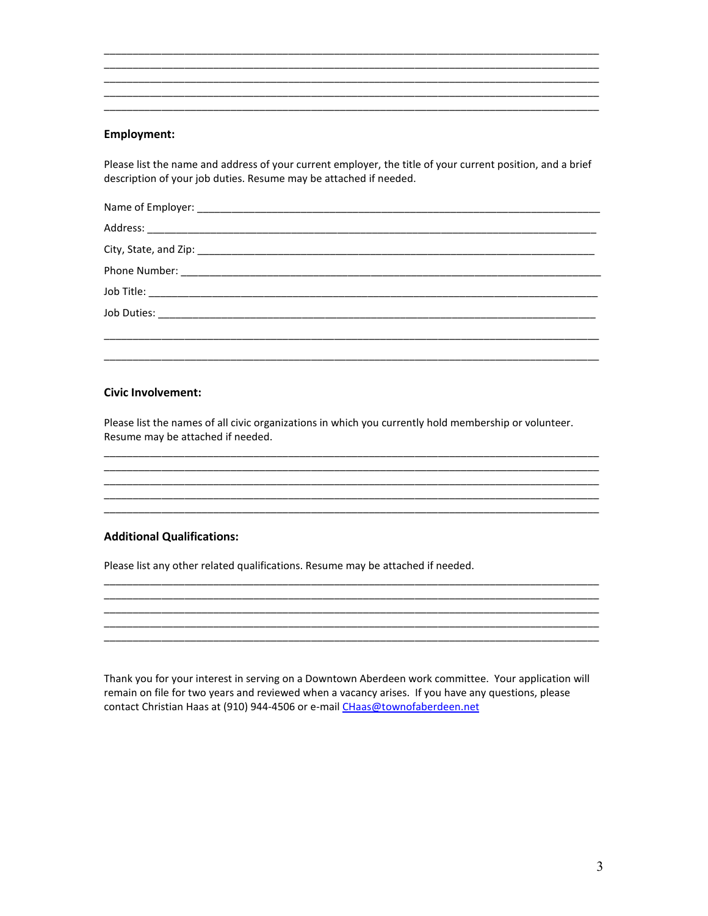\_\_\_\_\_\_\_\_\_\_\_\_\_\_\_\_\_\_\_\_\_\_\_\_\_\_\_\_\_\_\_\_\_\_\_\_\_\_\_\_\_\_\_\_\_\_\_\_\_\_\_\_\_\_\_\_\_\_\_\_\_\_\_\_\_\_\_\_\_\_\_\_\_\_\_\_\_\_
\_\_\_\_\_\_\_\_\_\_\_\_\_\_\_\_\_\_\_\_\_\_\_\_\_\_\_\_\_\_\_\_\_\_\_\_\_\_\_\_\_\_\_\_\_\_\_\_\_\_\_\_\_\_\_\_\_\_\_\_\_\_\_\_\_\_\_\_\_\_\_\_\_\_\_\_\_\_
\_\_\_\_\_\_\_\_\_\_\_\_\_\_\_\_\_\_\_\_\_\_\_\_\_\_\_\_\_\_\_\_\_\_\_\_\_\_\_\_\_\_\_\_\_\_\_\_\_\_\_\_\_\_\_\_\_\_\_\_\_\_\_\_\_\_\_\_\_\_\_\_\_\_\_\_\_\_
\_\_\_\_\_\_\_\_\_\_\_\_\_\_\_\_\_\_\_\_\_\_\_\_\_\_\_\_\_\_\_\_\_\_\_\_\_\_\_\_\_\_\_\_\_\_\_\_\_\_\_\_\_\_\_\_\_\_\_\_\_\_\_\_\_\_\_\_\_\_\_\_\_\_\_\_\_\_
\_\_\_\_\_\_\_\_\_\_\_\_\_\_\_\_\_\_\_\_\_\_\_\_\_\_\_\_\_\_\_\_\_\_\_\_\_\_\_\_\_\_\_\_\_\_\_\_\_\_\_\_\_\_\_\_\_\_\_\_\_\_\_\_\_\_\_\_\_\_\_\_\_\_\_\_\_\_

**Employment:**

Please list the name and address of your current employer, the title of your current position, and a brief description of your job duties. Resume may be attached if needed.

Name of Employer: \_\_\_\_\_\_\_\_\_\_\_\_\_\_\_\_\_\_\_\_\_\_\_\_\_\_\_\_\_\_\_\_\_\_\_\_\_\_\_\_\_\_\_\_\_\_\_\_\_\_\_\_\_\_\_\_\_\_\_\_

Address: \_\_\_\_\_\_\_\_\_\_\_\_\_\_\_\_\_\_\_\_\_\_\_\_\_\_\_\_\_\_\_\_\_\_\_\_\_\_\_\_\_\_\_\_\_\_\_\_\_\_\_\_\_\_\_\_\_\_\_\_\_\_\_\_\_\_\_

City, State, and Zip: \_\_\_\_\_\_\_\_\_\_\_\_\_\_\_\_\_\_\_\_\_\_\_\_\_\_\_\_\_\_\_\_\_\_\_\_\_\_\_\_\_\_\_\_\_\_\_\_\_\_\_\_\_\_\_\_\_\_

Phone Number: \_\_\_\_\_\_\_\_\_\_\_\_\_\_\_\_\_\_\_\_\_\_\_\_\_\_\_\_\_\_\_\_\_\_\_\_\_\_\_\_\_\_\_\_\_\_\_\_\_\_\_\_\_\_\_\_\_\_\_\_\_\_

Job Title: \_\_\_\_\_\_\_\_\_\_\_\_\_\_\_\_\_\_\_\_\_\_\_\_\_\_\_\_\_\_\_\_\_\_\_\_\_\_\_\_\_\_\_\_\_\_\_\_\_\_\_\_\_\_\_\_\_\_\_\_\_\_\_\_\_

Job Duties: \_\_\_\_\_\_\_\_\_\_\_\_\_\_\_\_\_\_\_\_\_\_\_\_\_\_\_\_\_\_\_\_\_\_\_\_\_\_\_\_\_\_\_\_\_\_\_\_\_\_\_\_\_\_\_\_\_\_\_\_\_\_\_\_

\_\_\_\_\_\_\_\_\_\_\_\_\_\_\_\_\_\_\_\_\_\_\_\_\_\_\_\_\_\_\_\_\_\_\_\_\_\_\_\_\_\_\_\_\_\_\_\_\_\_\_\_\_\_\_\_\_\_\_\_\_\_\_\_\_\_\_\_\_\_\_\_\_\_\_\_\_\_

\_\_\_\_\_\_\_\_\_\_\_\_\_\_\_\_\_\_\_\_\_\_\_\_\_\_\_\_\_\_\_\_\_\_\_\_\_\_\_\_\_\_\_\_\_\_\_\_\_\_\_\_\_\_\_\_\_\_\_\_\_\_\_\_\_\_\_\_\_\_\_\_\_\_\_\_\_\_

**Civic Involvement:**

Please list the names of all civic organizations in which you currently hold membership or volunteer. Resume may be attached if needed.

\_\_\_\_\_\_\_\_\_\_\_\_\_\_\_\_\_\_\_\_\_\_\_\_\_\_\_\_\_\_\_\_\_\_\_\_\_\_\_\_\_\_\_\_\_\_\_\_\_\_\_\_\_\_\_\_\_\_\_\_\_\_\_\_\_\_\_\_\_\_\_\_\_\_\_\_\_\_
\_\_\_\_\_\_\_\_\_\_\_\_\_\_\_\_\_\_\_\_\_\_\_\_\_\_\_\_\_\_\_\_\_\_\_\_\_\_\_\_\_\_\_\_\_\_\_\_\_\_\_\_\_\_\_\_\_\_\_\_\_\_\_\_\_\_\_\_\_\_\_\_\_\_\_\_\_\_
\_\_\_\_\_\_\_\_\_\_\_\_\_\_\_\_\_\_\_\_\_\_\_\_\_\_\_\_\_\_\_\_\_\_\_\_\_\_\_\_\_\_\_\_\_\_\_\_\_\_\_\_\_\_\_\_\_\_\_\_\_\_\_\_\_\_\_\_\_\_\_\_\_\_\_\_\_\_
\_\_\_\_\_\_\_\_\_\_\_\_\_\_\_\_\_\_\_\_\_\_\_\_\_\_\_\_\_\_\_\_\_\_\_\_\_\_\_\_\_\_\_\_\_\_\_\_\_\_\_\_\_\_\_\_\_\_\_\_\_\_\_\_\_\_\_\_\_\_\_\_\_\_\_\_\_\_
\_\_\_\_\_\_\_\_\_\_\_\_\_\_\_\_\_\_\_\_\_\_\_\_\_\_\_\_\_\_\_\_\_\_\_\_\_\_\_\_\_\_\_\_\_\_\_\_\_\_\_\_\_\_\_\_\_\_\_\_\_\_\_\_\_\_\_\_\_\_\_\_\_\_\_\_\_\_

**Additional Qualifications:**

Please list any other related qualifications. Resume may be attached if needed.

\_\_\_\_\_\_\_\_\_\_\_\_\_\_\_\_\_\_\_\_\_\_\_\_\_\_\_\_\_\_\_\_\_\_\_\_\_\_\_\_\_\_\_\_\_\_\_\_\_\_\_\_\_\_\_\_\_\_\_\_\_\_\_\_\_\_\_\_\_\_\_\_\_\_\_\_\_\_
\_\_\_\_\_\_\_\_\_\_\_\_\_\_\_\_\_\_\_\_\_\_\_\_\_\_\_\_\_\_\_\_\_\_\_\_\_\_\_\_\_\_\_\_\_\_\_\_\_\_\_\_\_\_\_\_\_\_\_\_\_\_\_\_\_\_\_\_\_\_\_\_\_\_\_\_\_\_
\_\_\_\_\_\_\_\_\_\_\_\_\_\_\_\_\_\_\_\_\_\_\_\_\_\_\_\_\_\_\_\_\_\_\_\_\_\_\_\_\_\_\_\_\_\_\_\_\_\_\_\_\_\_\_\_\_\_\_\_\_\_\_\_\_\_\_\_\_\_\_\_\_\_\_\_\_\_
\_\_\_\_\_\_\_\_\_\_\_\_\_\_\_\_\_\_\_\_\_\_\_\_\_\_\_\_\_\_\_\_\_\_\_\_\_\_\_\_\_\_\_\_\_\_\_\_\_\_\_\_\_\_\_\_\_\_\_\_\_\_\_\_\_\_\_\_\_\_\_\_\_\_\_\_\_\_
\_\_\_\_\_\_\_\_\_\_\_\_\_\_\_\_\_\_\_\_\_\_\_\_\_\_\_\_\_\_\_\_\_\_\_\_\_\_\_\_\_\_\_\_\_\_\_\_\_\_\_\_\_\_\_\_\_\_\_\_\_\_\_\_\_\_\_\_\_\_\_\_\_\_\_\_\_\_

Thank you for your interest in serving on a Downtown Aberdeen work committee. Your application will remain on file for two years and reviewed when a vacancy arises. If you have any questions, please contact Christian Haas at (910) 944-4506 or e-mail CHaas@townofaberdeen.net